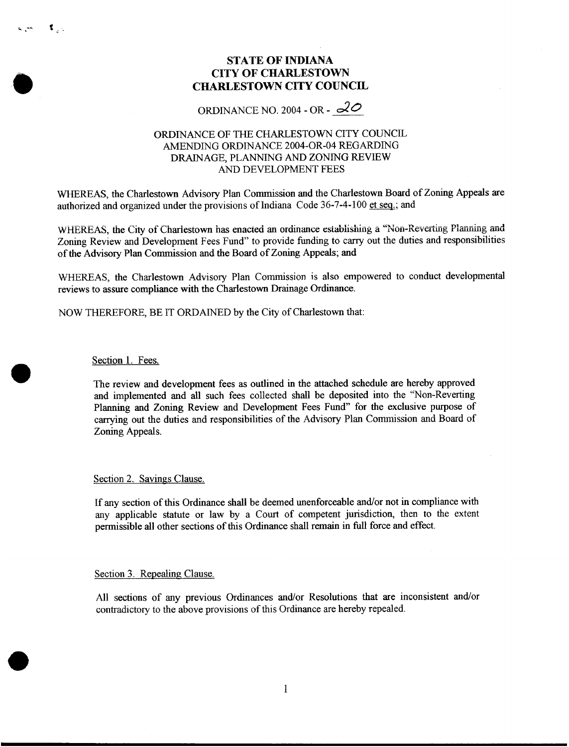# STATE OF INDIANA
# CITY OF CHARLESTOWN
# CHARLESTOWN CITY COUNCIL

## ORDINANCE NO. 2004 - OR - 20

### ORDINANCE OF THE CHARLESTOWN CITY COUNCIL AMENDING ORDINANCE 2004-OR-04 REGARDING DRAINAGE, PLANNING AND ZONING REVIEW AND DEVELOPMENT FEES

WHEREAS, the Charlestown Advisory Plan Commission and the Charlestown Board of Zoning Appeals are authorized and organized under the provisions of Indiana Code 36-7-4-100 et seq.; and

WHEREAS, the City of Charlestown has enacted an ordinance establishing a "Non-Reverting Planning and Zoning Review and Development Fees Fund" to provide funding to carry out the duties and responsibilities of the Advisory Plan Commission and the Board of Zoning Appeals; and

WHEREAS, the Charlestown Advisory Plan Commission is also empowered to conduct developmental reviews to assure compliance with the Charlestown Drainage Ordinance.

NOW THEREFORE, BE IT ORDAINED by the City of Charlestown that:

Section 1. Fees.

The review and development fees as outlined in the attached schedule are hereby approved and implemented and all such fees collected shall be deposited into the "Non-Reverting Planning and Zoning Review and Development Fees Fund" for the exclusive purpose of carrying out the duties and responsibilities of the Advisory Plan Commission and Board of Zoning Appeals.

Section 2. Savings Clause.

If any section of this Ordinance shall be deemed unenforceable and/or not in compliance with any applicable statute or law by a Court of competent jurisdiction, then to the extent permissible all other sections of this Ordinance shall remain in full force and effect.

Section 3. Repealing Clause.

All sections of any previous Ordinances and/or Resolutions that are inconsistent and/or contradictory to the above provisions of this Ordinance are hereby repealed.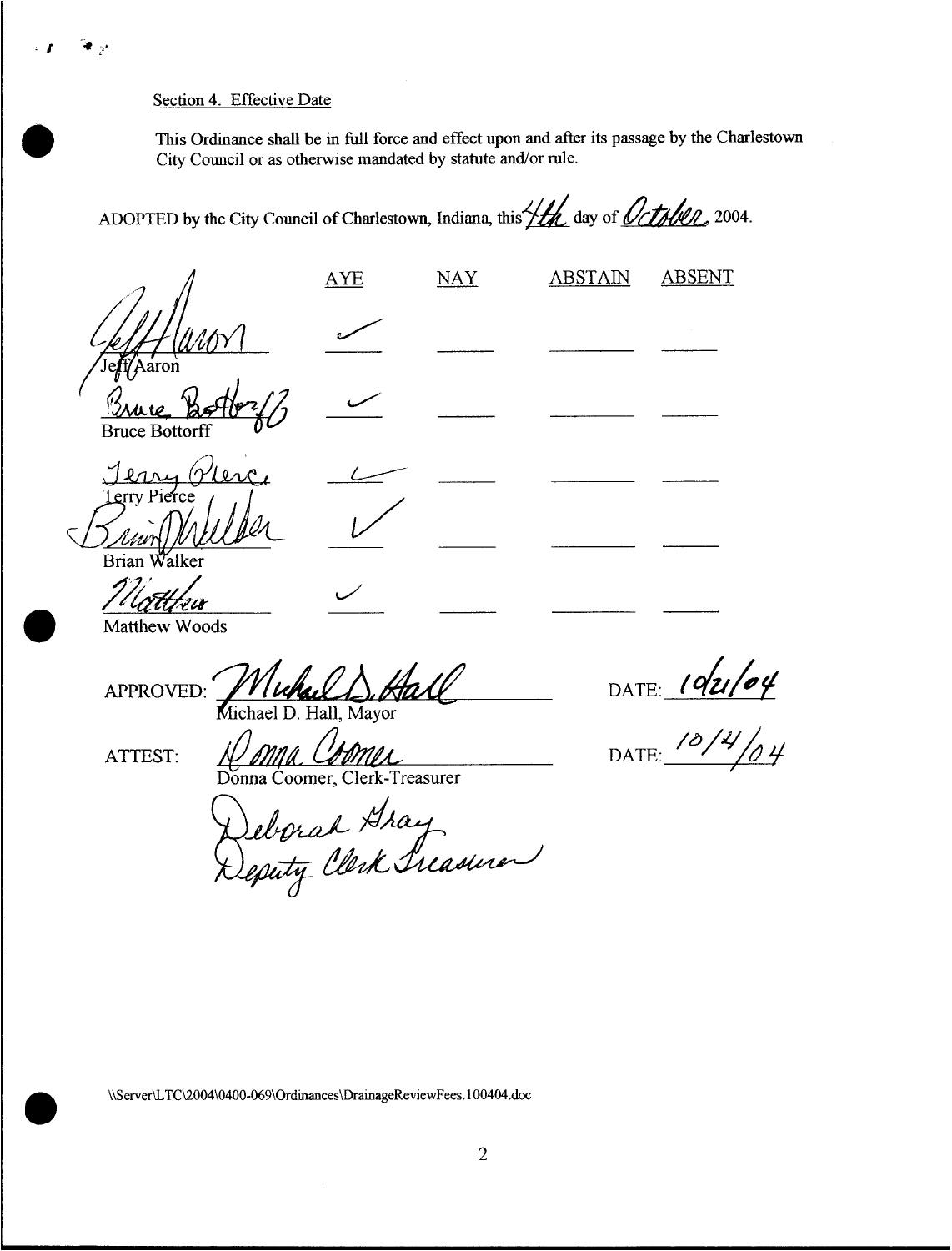Section 4. Effective Date

This Ordinance shall be in full force and effect upon and after its passage by the Charlestown City Council or as otherwise mandated by statute and/or rule.

ADOPTED by the City Council of Charlestown, Indiana, this 4th day of October, 2004.

| | AYE | NAY | ABSTAIN | ABSENT |
|---|---|---|---|---|
| Jeff Aaron | ✓ | | | |
| Bruce Bottorff | ✓ | | | |
| Terry Pierce | ✓ | | | |
| Brian Walker | ✓ | | | |
| Matthew Woods | ✓ | | | |

APPROVED: Michael D. Hall, Mayor DATE: 10/21/04

ATTEST: Donna Coomer, Clerk-Treasurer DATE: 10/4/04

Deborah Gray
Deputy Clerk Treasurer

\\Server\LTC\2004\0400-069\Ordinances\DrainageReviewFees.100404.doc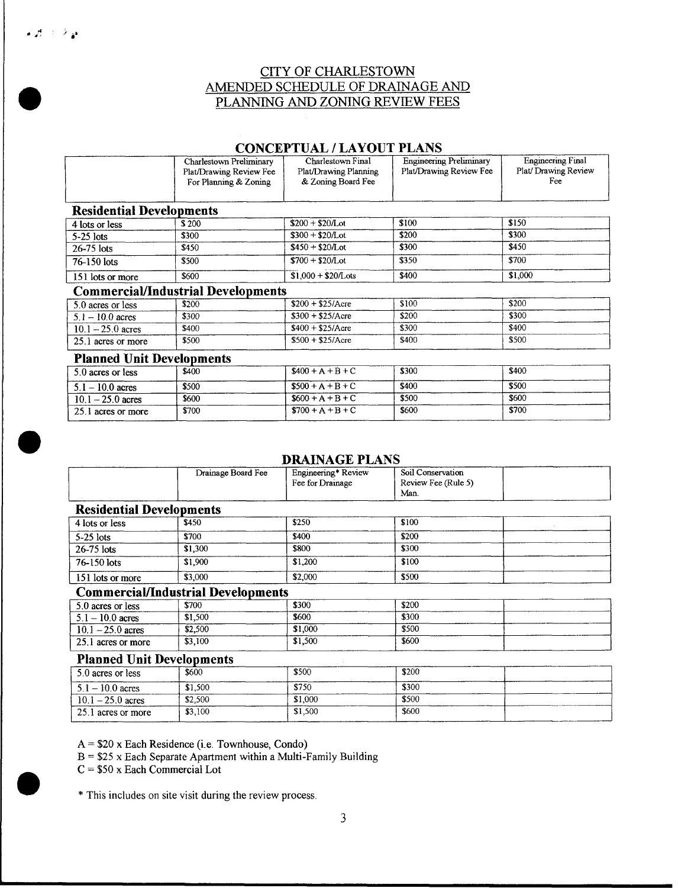# CITY OF CHARLESTOWN AMENDED SCHEDULE OF DRAINAGE AND PLANNING AND ZONING REVIEW FEES

## CONCEPTUAL / LAYOUT PLANS

| | Charlestown Preliminary Plat/Drawing Review Fee For Planning & Zoning | Charlestown Final Plat/Drawing Planning & Zoning Board Fee | Engineering Preliminary Plat/Drawing Review Fee | Engineering Final Plat/ Drawing Review Fee |
|---|---|---|---|---|
| **Residential Developments** | | | | |
| 4 lots or less | $ 200 | $200 + $20/Lot | $100 | $150 |
| 5-25 lots | $300 | $300 + $20/Lot | $200 | $300 |
| 26-75 lots | $450 | $450 + $20/Lot | $300 | $450 |
| 76-150 lots | $500 | $700 + $20/Lot | $350 | $700 |
| 151 lots or more | $600 | $1,000 + $20/Lots | $400 | $1,000 |
| **Commercial/Industrial Developments** | | | | |
| 5.0 acres or less | $200 | $200 + $25/Acre | $100 | $200 |
| 5.1 – 10.0 acres | $300 | $300 + $25/Acre | $200 | $300 |
| 10.1 – 25.0 acres | $400 | $400 + $25/Acre | $300 | $400 |
| 25.1 acres or more | $500 | $500 + $25/Acre | $400 | $500 |
| **Planned Unit Developments** | | | | |
| 5.0 acres or less | $400 | $400 + A + B + C | $300 | $400 |
| 5.1 – 10.0 acres | $500 | $500 + A + B + C | $400 | $500 |
| 10.1 – 25.0 acres | $600 | $600 + A + B + C | $500 | $600 |
| 25.1 acres or more | $700 | $700 + A + B + C | $600 | $700 |

## DRAINAGE PLANS

| | Drainage Board Fee | Engineering* Review Fee for Drainage | Soil Conservation Review Fee (Rule 5) Man. | |
|---|---|---|---|---|
| **Residential Developments** | | | | |
| 4 lots or less | $450 | $250 | $100 | |
| 5-25 lots | $700 | $400 | $200 | |
| 26-75 lots | $1,300 | $800 | $300 | |
| 76-150 lots | $1,900 | $1,200 | $100 | |
| 151 lots or more | $3,000 | $2,000 | $500 | |
| **Commercial/Industrial Developments** | | | | |
| 5.0 acres or less | $700 | $300 | $200 | |
| 5.1 – 10.0 acres | $1,500 | $600 | $300 | |
| 10.1 – 25.0 acres | $2,500 | $1,000 | $500 | |
| 25.1 acres or more | $3,100 | $1,500 | $600 | |
| **Planned Unit Developments** | | | | |
| 5.0 acres or less | $600 | $500 | $200 | |
| 5.1 – 10.0 acres | $1,500 | $750 | $300 | |
| 10.1 – 25.0 acres | $2,500 | $1,000 | $500 | |
| 25.1 acres or more | $3,100 | $1,500 | $600 | |

A = $20 x Each Residence (i.e. Townhouse, Condo)

B = $25 x Each Separate Apartment within a Multi-Family Building

C = $50 x Each Commercial Lot

* This includes on site visit during the review process.